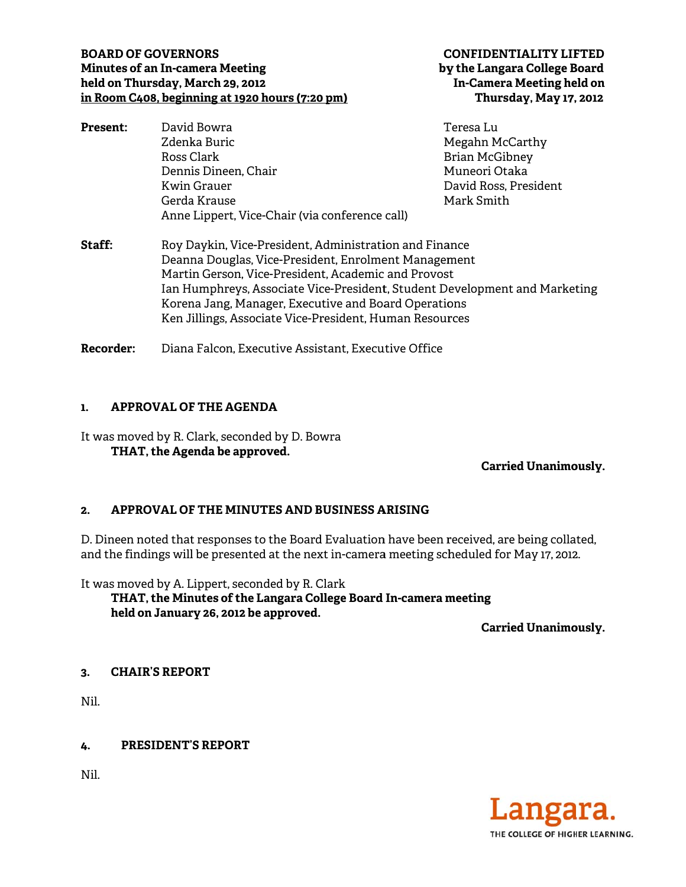**BOARD OF GOVERNORS**
**Minutes of an In-camera Meeting**
**held on Thursday, March 29, 2012**
**in Room C408, beginning at 1920 hours (7:20 pm)**

**CONFIDENTIALITY LIFTED**
**by the Langara College Board**
**In-Camera Meeting held on**
**Thursday, May 17, 2012**

**Present:**
David Bowra
Zdenka Buric
Ross Clark
Dennis Dineen, Chair
Kwin Grauer
Gerda Krause
Anne Lippert, Vice-Chair (via conference call)
Teresa Lu
Megahn McCarthy
Brian McGibney
Muneori Otaka
David Ross, President
Mark Smith

**Staff:**
Roy Daykin, Vice-President, Administration and Finance
Deanna Douglas, Vice-President, Enrolment Management
Martin Gerson, Vice-President, Academic and Provost
Ian Humphreys, Associate Vice-President, Student Development and Marketing
Korena Jang, Manager, Executive and Board Operations
Ken Jillings, Associate Vice-President, Human Resources

**Recorder:** Diana Falcon, Executive Assistant, Executive Office

## 1. APPROVAL OF THE AGENDA

It was moved by R. Clark, seconded by D. Bowra

**THAT, the Agenda be approved.**

**Carried Unanimously.**

## 2. APPROVAL OF THE MINUTES AND BUSINESS ARISING

D. Dineen noted that responses to the Board Evaluation have been received, are being collated, and the findings will be presented at the next in-camera meeting scheduled for May 17, 2012.

It was moved by A. Lippert, seconded by R. Clark

**THAT, the Minutes of the Langara College Board In-camera meeting held on January 26, 2012 be approved.**

**Carried Unanimously.**

## 3. CHAIR'S REPORT

Nil.

## 4. PRESIDENT'S REPORT

Nil.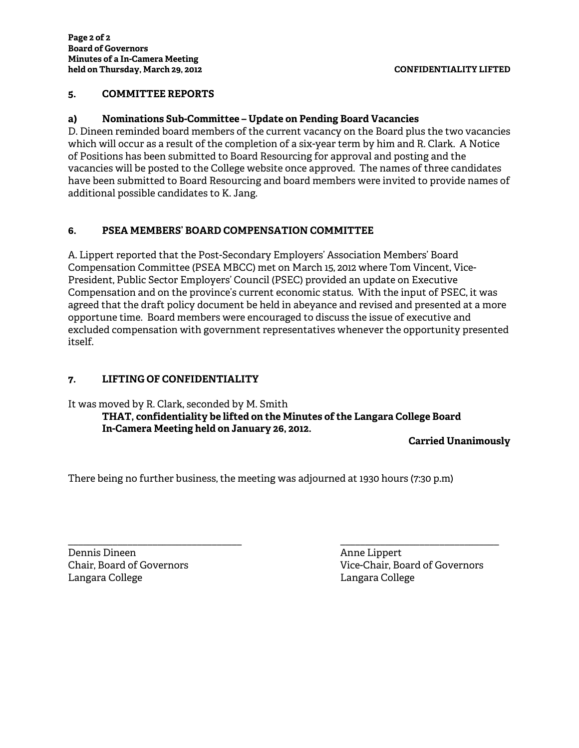**CONFIDENTIALITY LIFTED**

## 5. COMMITTEE REPORTS

### a) Nominations Sub-Committee – Update on Pending Board Vacancies

D. Dineen reminded board members of the current vacancy on the Board plus the two vacancies which will occur as a result of the completion of a six-year term by him and R. Clark. A Notice of Positions has been submitted to Board Resourcing for approval and posting and the vacancies will be posted to the College website once approved. The names of three candidates have been submitted to Board Resourcing and board members were invited to provide names of additional possible candidates to K. Jang.

## 6. PSEA MEMBERS' BOARD COMPENSATION COMMITTEE

A. Lippert reported that the Post-Secondary Employers' Association Members' Board Compensation Committee (PSEA MBCC) met on March 15, 2012 where Tom Vincent, Vice-President, Public Sector Employers' Council (PSEC) provided an update on Executive Compensation and on the province's current economic status. With the input of PSEC, it was agreed that the draft policy document be held in abeyance and revised and presented at a more opportune time. Board members were encouraged to discuss the issue of executive and excluded compensation with government representatives whenever the opportunity presented itself.

## 7. LIFTING OF CONFIDENTIALITY

It was moved by R. Clark, seconded by M. Smith

**THAT, confidentiality be lifted on the Minutes of the Langara College Board In-Camera Meeting held on January 26, 2012.**

**Carried Unanimously**

There being no further business, the meeting was adjourned at 1930 hours (7:30 p.m)

\_\_\_\_\_\_\_\_\_\_\_\_\_\_\_\_\_\_\_\_\_\_\_\_\_\_\_\_\_\_\_\_\_\_\_
Dennis Dineen
Chair, Board of Governors
Langara College

\_\_\_\_\_\_\_\_\_\_\_\_\_\_\_\_\_\_\_\_\_\_\_\_\_\_\_\_\_\_\_\_\_\_\_
Anne Lippert
Vice-Chair, Board of Governors
Langara College